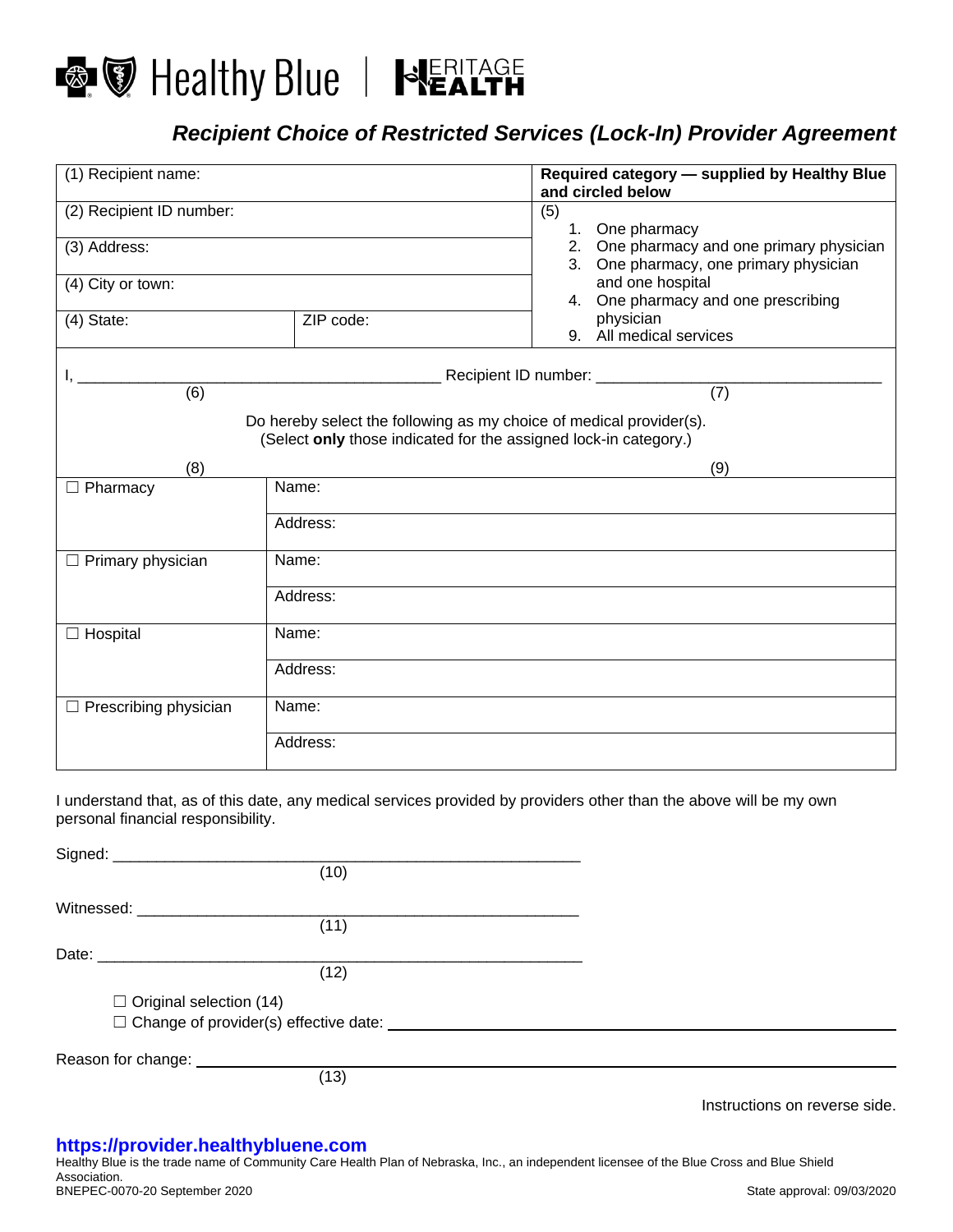Healthy Blue | Heritage Health

# *Recipient Choice of Restricted Services (Lock-In) Provider Agreement*

| (1) Recipient name: | | **Required category — supplied by Healthy Blue and circled below** |
|---|---|---|
| (2) Recipient ID number: | | (5) 1. One pharmacy 2. One pharmacy and one primary physician 3. One pharmacy, one primary physician and one hospital 4. One pharmacy and one prescribing physician 9. All medical services |
| (3) Address: | | |
| (4) City or town: | | |
| (4) State: | ZIP code: | |

I, ___________________________________________ Recipient ID number: __________________________________
(6) (7)

Do hereby select the following as my choice of medical provider(s).
(Select **only** those indicated for the assigned lock-in category.)

| (8) | (9) |
|---|---|
| ☐ Pharmacy | Name: |
| | Address: |
| ☐ Primary physician | Name: |
| | Address: |
| ☐ Hospital | Name: |
| | Address: |
| ☐ Prescribing physician | Name: |
| | Address: |

I understand that, as of this date, any medical services provided by providers other than the above will be my own personal financial responsibility.

Signed: _______________________________________________________
(10)

Witnessed: ____________________________________________________
(11)

Date: _________________________________________________________
(12)

☐ Original selection (14)
☐ Change of provider(s) effective date: ______________________________

Reason for change: ______________________________
(13)

Instructions on reverse side.

**https://provider.healthybluene.com**

Healthy Blue is the trade name of Community Care Health Plan of Nebraska, Inc., an independent licensee of the Blue Cross and Blue Shield Association.
BNEPEC-0070-20 September 2020 State approval: 09/03/2020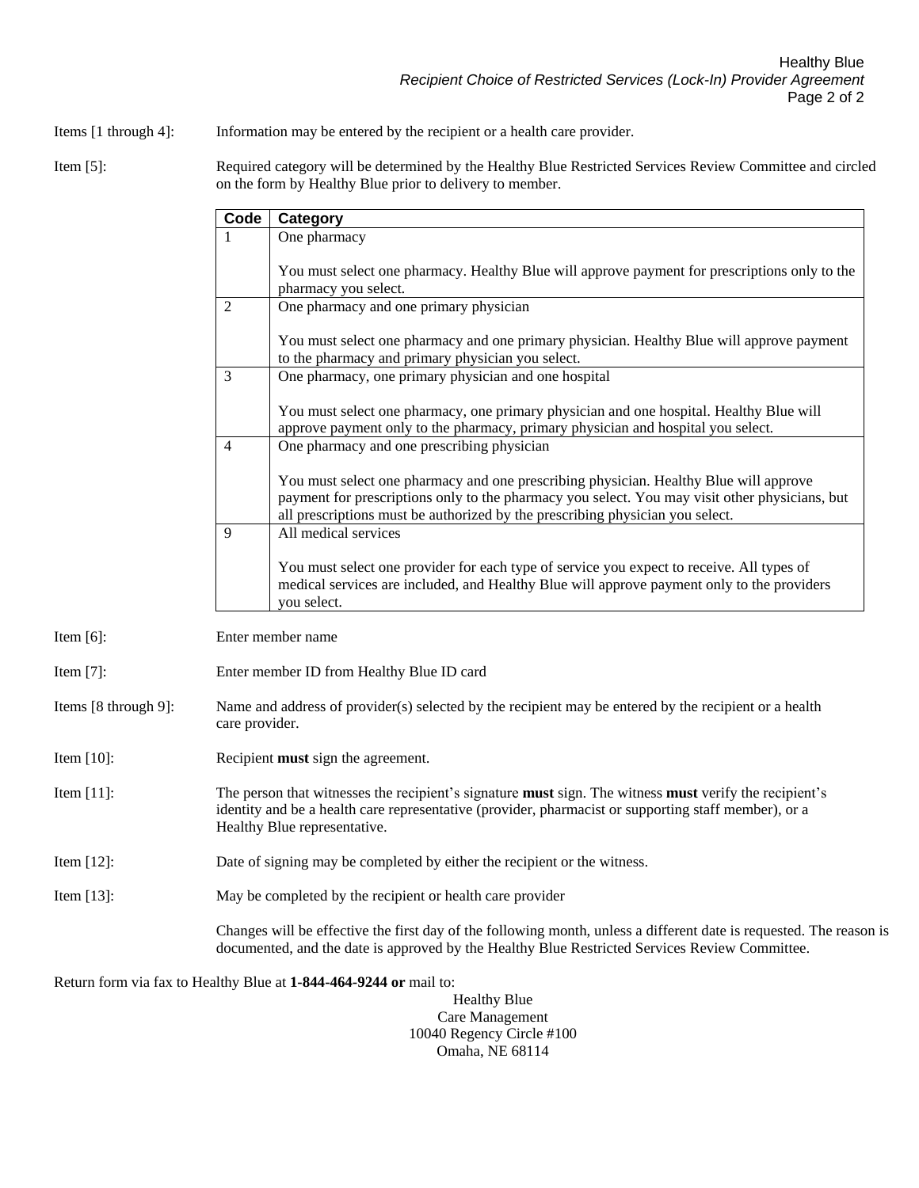Items [1 through 4]: Information may be entered by the recipient or a health care provider.

Item [5]: Required category will be determined by the Healthy Blue Restricted Services Review Committee and circled on the form by Healthy Blue prior to delivery to member.

| Code | Category |
|---|---|
| 1 | One pharmacy<br><br>You must select one pharmacy. Healthy Blue will approve payment for prescriptions only to the pharmacy you select. |
| 2 | One pharmacy and one primary physician<br><br>You must select one pharmacy and one primary physician. Healthy Blue will approve payment to the pharmacy and primary physician you select. |
| 3 | One pharmacy, one primary physician and one hospital<br><br>You must select one pharmacy, one primary physician and one hospital. Healthy Blue will approve payment only to the pharmacy, primary physician and hospital you select. |
| 4 | One pharmacy and one prescribing physician<br><br>You must select one pharmacy and one prescribing physician. Healthy Blue will approve payment for prescriptions only to the pharmacy you select. You may visit other physicians, but all prescriptions must be authorized by the prescribing physician you select. |
| 9 | All medical services<br><br>You must select one provider for each type of service you expect to receive. All types of medical services are included, and Healthy Blue will approve payment only to the providers you select. |

Item [6]: Enter member name

Item [7]: Enter member ID from Healthy Blue ID card

Items [8 through 9]: Name and address of provider(s) selected by the recipient may be entered by the recipient or a health care provider.

Item [10]: Recipient **must** sign the agreement.

Item [11]: The person that witnesses the recipient's signature **must** sign. The witness **must** verify the recipient's identity and be a health care representative (provider, pharmacist or supporting staff member), or a Healthy Blue representative.

Item [12]: Date of signing may be completed by either the recipient or the witness.

Item [13]: May be completed by the recipient or health care provider

Changes will be effective the first day of the following month, unless a different date is requested. The reason is documented, and the date is approved by the Healthy Blue Restricted Services Review Committee.

Return form via fax to Healthy Blue at **1-844-464-9244 or** mail to:

Healthy Blue
Care Management
10040 Regency Circle #100
Omaha, NE 68114